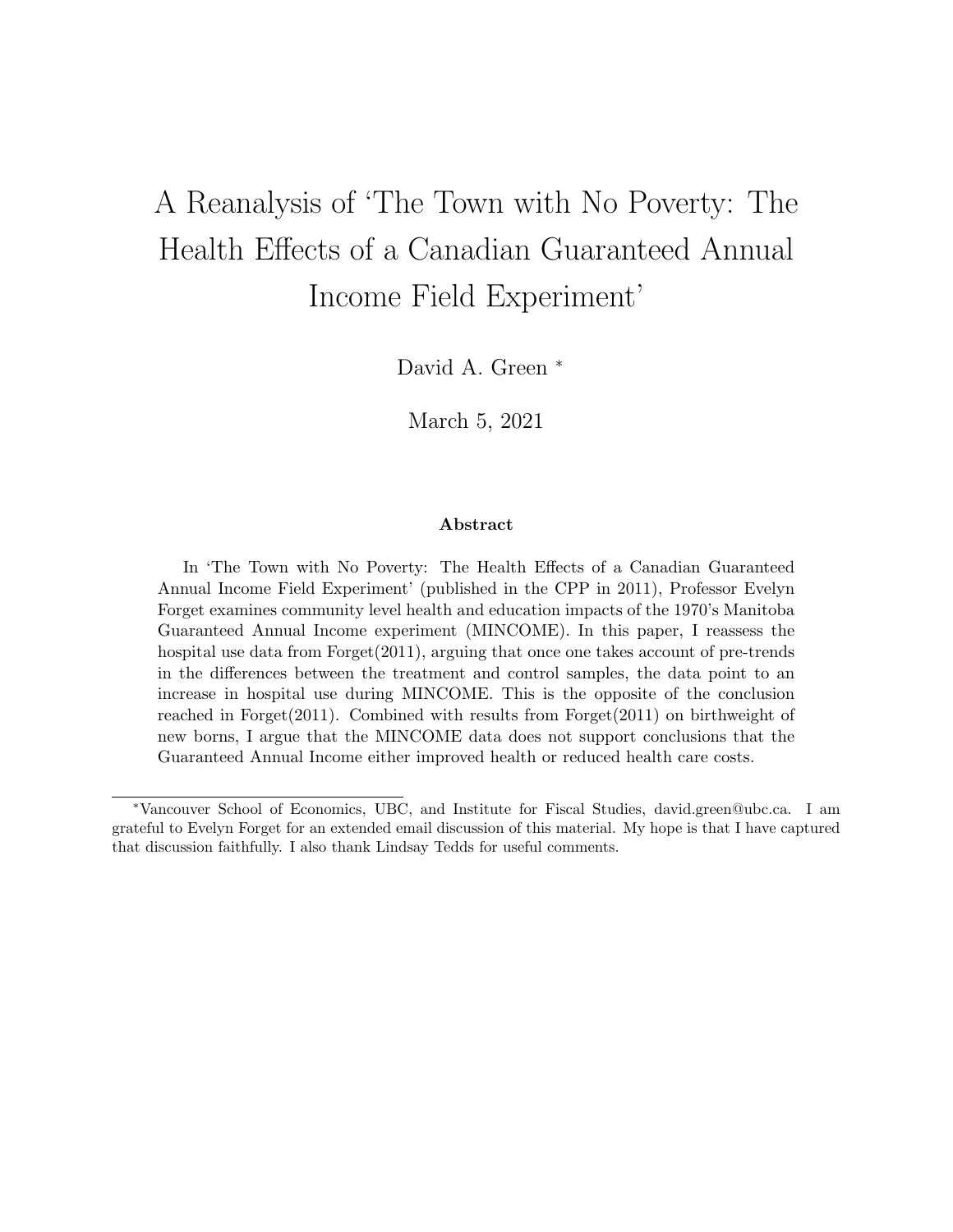# A Reanalysis of 'The Town with No Poverty: The Health Effects of a Canadian Guaranteed Annual Income Field Experiment'

David A. Green [*]

March 5, 2021

### Abstract

In 'The Town with No Poverty: The Health Effects of a Canadian Guaranteed Annual Income Field Experiment' (published in the CPP in 2011), Professor Evelyn Forget examines community level health and education impacts of the 1970's Manitoba Guaranteed Annual Income experiment (MINCOME). In this paper, I reassess the hospital use data from Forget(2011), arguing that once one takes account of pre-trends in the differences between the treatment and control samples, the data point to an increase in hospital use during MINCOME. This is the opposite of the conclusion reached in Forget(2011). Combined with results from Forget(2011) on birthweight of new borns, I argue that the MINCOME data does not support conclusions that the Guaranteed Annual Income either improved health or reduced health care costs.

---

[*] Vancouver School of Economics, UBC, and Institute for Fiscal Studies, david.green@ubc.ca. I am grateful to Evelyn Forget for an extended email discussion of this material. My hope is that I have captured that discussion faithfully. I also thank Lindsay Tedds for useful comments.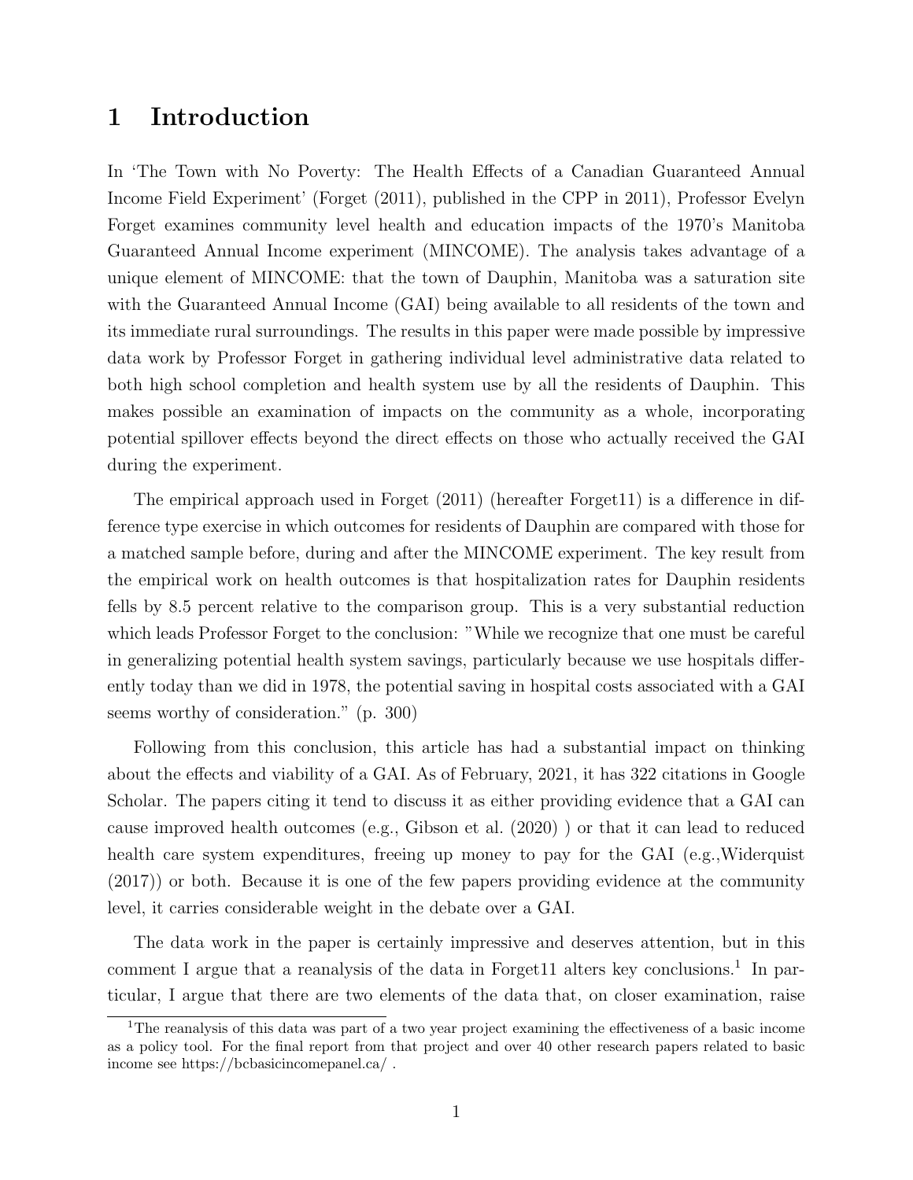# 1 Introduction

In 'The Town with No Poverty: The Health Effects of a Canadian Guaranteed Annual Income Field Experiment' (Forget (2011), published in the CPP in 2011), Professor Evelyn Forget examines community level health and education impacts of the 1970's Manitoba Guaranteed Annual Income experiment (MINCOME). The analysis takes advantage of a unique element of MINCOME: that the town of Dauphin, Manitoba was a saturation site with the Guaranteed Annual Income (GAI) being available to all residents of the town and its immediate rural surroundings. The results in this paper were made possible by impressive data work by Professor Forget in gathering individual level administrative data related to both high school completion and health system use by all the residents of Dauphin. This makes possible an examination of impacts on the community as a whole, incorporating potential spillover effects beyond the direct effects on those who actually received the GAI during the experiment.

The empirical approach used in Forget (2011) (hereafter Forget11) is a difference in difference type exercise in which outcomes for residents of Dauphin are compared with those for a matched sample before, during and after the MINCOME experiment. The key result from the empirical work on health outcomes is that hospitalization rates for Dauphin residents fells by 8.5 percent relative to the comparison group. This is a very substantial reduction which leads Professor Forget to the conclusion: "While we recognize that one must be careful in generalizing potential health system savings, particularly because we use hospitals differently today than we did in 1978, the potential saving in hospital costs associated with a GAI seems worthy of consideration." (p. 300)

Following from this conclusion, this article has had a substantial impact on thinking about the effects and viability of a GAI. As of February, 2021, it has 322 citations in Google Scholar. The papers citing it tend to discuss it as either providing evidence that a GAI can cause improved health outcomes (e.g., Gibson et al. (2020) ) or that it can lead to reduced health care system expenditures, freeing up money to pay for the GAI (e.g.,Widerquist (2017)) or both. Because it is one of the few papers providing evidence at the community level, it carries considerable weight in the debate over a GAI.

The data work in the paper is certainly impressive and deserves attention, but in this comment I argue that a reanalysis of the data in Forget11 alters key conclusions.[1] In particular, I argue that there are two elements of the data that, on closer examination, raise

[1] The reanalysis of this data was part of a two year project examining the effectiveness of a basic income as a policy tool. For the final report from that project and over 40 other research papers related to basic income see https://bcbasicincomepanel.ca/ .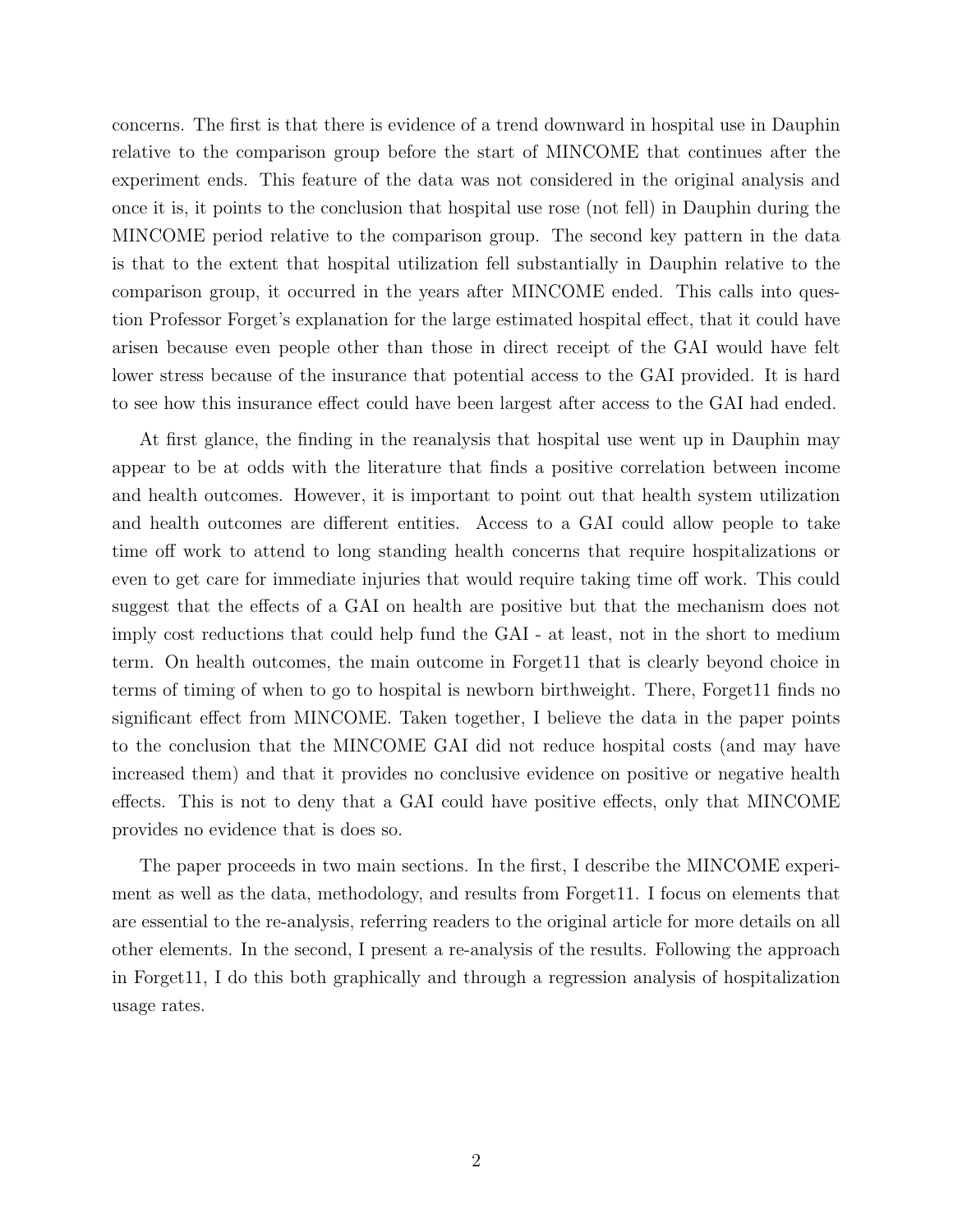concerns. The first is that there is evidence of a trend downward in hospital use in Dauphin relative to the comparison group before the start of MINCOME that continues after the experiment ends. This feature of the data was not considered in the original analysis and once it is, it points to the conclusion that hospital use rose (not fell) in Dauphin during the MINCOME period relative to the comparison group. The second key pattern in the data is that to the extent that hospital utilization fell substantially in Dauphin relative to the comparison group, it occurred in the years after MINCOME ended. This calls into question Professor Forget's explanation for the large estimated hospital effect, that it could have arisen because even people other than those in direct receipt of the GAI would have felt lower stress because of the insurance that potential access to the GAI provided. It is hard to see how this insurance effect could have been largest after access to the GAI had ended.

At first glance, the finding in the reanalysis that hospital use went up in Dauphin may appear to be at odds with the literature that finds a positive correlation between income and health outcomes. However, it is important to point out that health system utilization and health outcomes are different entities. Access to a GAI could allow people to take time off work to attend to long standing health concerns that require hospitalizations or even to get care for immediate injuries that would require taking time off work. This could suggest that the effects of a GAI on health are positive but that the mechanism does not imply cost reductions that could help fund the GAI - at least, not in the short to medium term. On health outcomes, the main outcome in Forget11 that is clearly beyond choice in terms of timing of when to go to hospital is newborn birthweight. There, Forget11 finds no significant effect from MINCOME. Taken together, I believe the data in the paper points to the conclusion that the MINCOME GAI did not reduce hospital costs (and may have increased them) and that it provides no conclusive evidence on positive or negative health effects. This is not to deny that a GAI could have positive effects, only that MINCOME provides no evidence that is does so.

The paper proceeds in two main sections. In the first, I describe the MINCOME experiment as well as the data, methodology, and results from Forget11. I focus on elements that are essential to the re-analysis, referring readers to the original article for more details on all other elements. In the second, I present a re-analysis of the results. Following the approach in Forget11, I do this both graphically and through a regression analysis of hospitalization usage rates.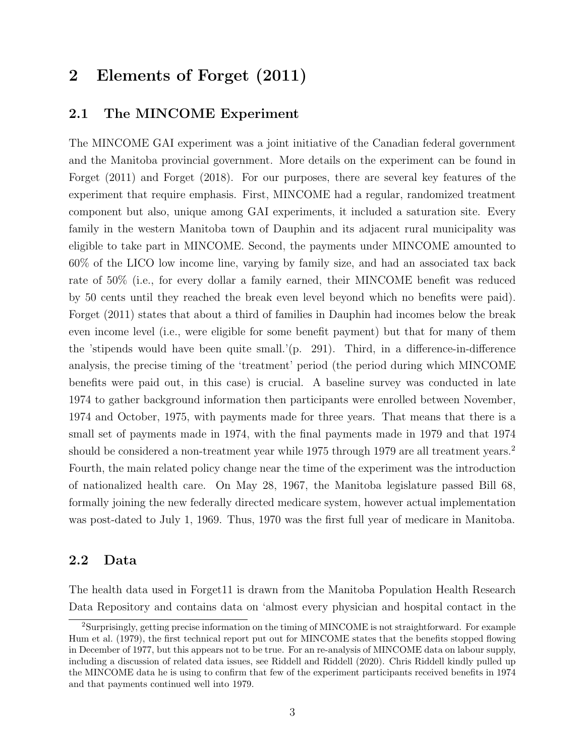# 2 Elements of Forget (2011)

## 2.1 The MINCOME Experiment

The MINCOME GAI experiment was a joint initiative of the Canadian federal government and the Manitoba provincial government. More details on the experiment can be found in Forget (2011) and Forget (2018). For our purposes, there are several key features of the experiment that require emphasis. First, MINCOME had a regular, randomized treatment component but also, unique among GAI experiments, it included a saturation site. Every family in the western Manitoba town of Dauphin and its adjacent rural municipality was eligible to take part in MINCOME. Second, the payments under MINCOME amounted to 60% of the LICO low income line, varying by family size, and had an associated tax back rate of 50% (i.e., for every dollar a family earned, their MINCOME benefit was reduced by 50 cents until they reached the break even level beyond which no benefits were paid). Forget (2011) states that about a third of families in Dauphin had incomes below the break even income level (i.e., were eligible for some benefit payment) but that for many of them the 'stipends would have been quite small.'(p. 291). Third, in a difference-in-difference analysis, the precise timing of the 'treatment' period (the period during which MINCOME benefits were paid out, in this case) is crucial. A baseline survey was conducted in late 1974 to gather background information then participants were enrolled between November, 1974 and October, 1975, with payments made for three years. That means that there is a small set of payments made in 1974, with the final payments made in 1979 and that 1974 should be considered a non-treatment year while 1975 through 1979 are all treatment years.[2] Fourth, the main related policy change near the time of the experiment was the introduction of nationalized health care. On May 28, 1967, the Manitoba legislature passed Bill 68, formally joining the new federally directed medicare system, however actual implementation was post-dated to July 1, 1969. Thus, 1970 was the first full year of medicare in Manitoba.

## 2.2 Data

The health data used in Forget11 is drawn from the Manitoba Population Health Research Data Repository and contains data on 'almost every physician and hospital contact in the

[2] Surprisingly, getting precise information on the timing of MINCOME is not straightforward. For example Hum et al. (1979), the first technical report put out for MINCOME states that the benefits stopped flowing in December of 1977, but this appears not to be true. For an re-analysis of MINCOME data on labour supply, including a discussion of related data issues, see Riddell and Riddell (2020). Chris Riddell kindly pulled up the MINCOME data he is using to confirm that few of the experiment participants received benefits in 1974 and that payments continued well into 1979.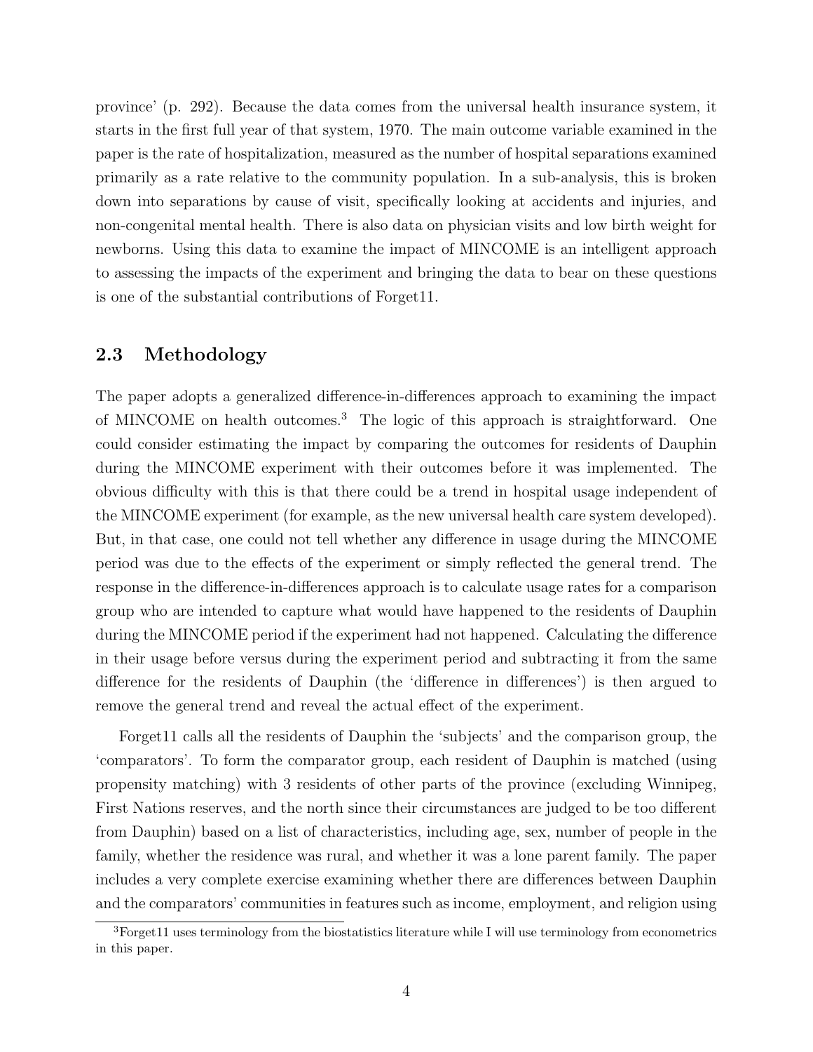province' (p. 292). Because the data comes from the universal health insurance system, it starts in the first full year of that system, 1970. The main outcome variable examined in the paper is the rate of hospitalization, measured as the number of hospital separations examined primarily as a rate relative to the community population. In a sub-analysis, this is broken down into separations by cause of visit, specifically looking at accidents and injuries, and non-congenital mental health. There is also data on physician visits and low birth weight for newborns. Using this data to examine the impact of MINCOME is an intelligent approach to assessing the impacts of the experiment and bringing the data to bear on these questions is one of the substantial contributions of Forget11.

### 2.3 Methodology

The paper adopts a generalized difference-in-differences approach to examining the impact of MINCOME on health outcomes.[3] The logic of this approach is straightforward. One could consider estimating the impact by comparing the outcomes for residents of Dauphin during the MINCOME experiment with their outcomes before it was implemented. The obvious difficulty with this is that there could be a trend in hospital usage independent of the MINCOME experiment (for example, as the new universal health care system developed). But, in that case, one could not tell whether any difference in usage during the MINCOME period was due to the effects of the experiment or simply reflected the general trend. The response in the difference-in-differences approach is to calculate usage rates for a comparison group who are intended to capture what would have happened to the residents of Dauphin during the MINCOME period if the experiment had not happened. Calculating the difference in their usage before versus during the experiment period and subtracting it from the same difference for the residents of Dauphin (the 'difference in differences') is then argued to remove the general trend and reveal the actual effect of the experiment.

Forget11 calls all the residents of Dauphin the 'subjects' and the comparison group, the 'comparators'. To form the comparator group, each resident of Dauphin is matched (using propensity matching) with 3 residents of other parts of the province (excluding Winnipeg, First Nations reserves, and the north since their circumstances are judged to be too different from Dauphin) based on a list of characteristics, including age, sex, number of people in the family, whether the residence was rural, and whether it was a lone parent family. The paper includes a very complete exercise examining whether there are differences between Dauphin and the comparators' communities in features such as income, employment, and religion using

[3] Forget11 uses terminology from the biostatistics literature while I will use terminology from econometrics in this paper.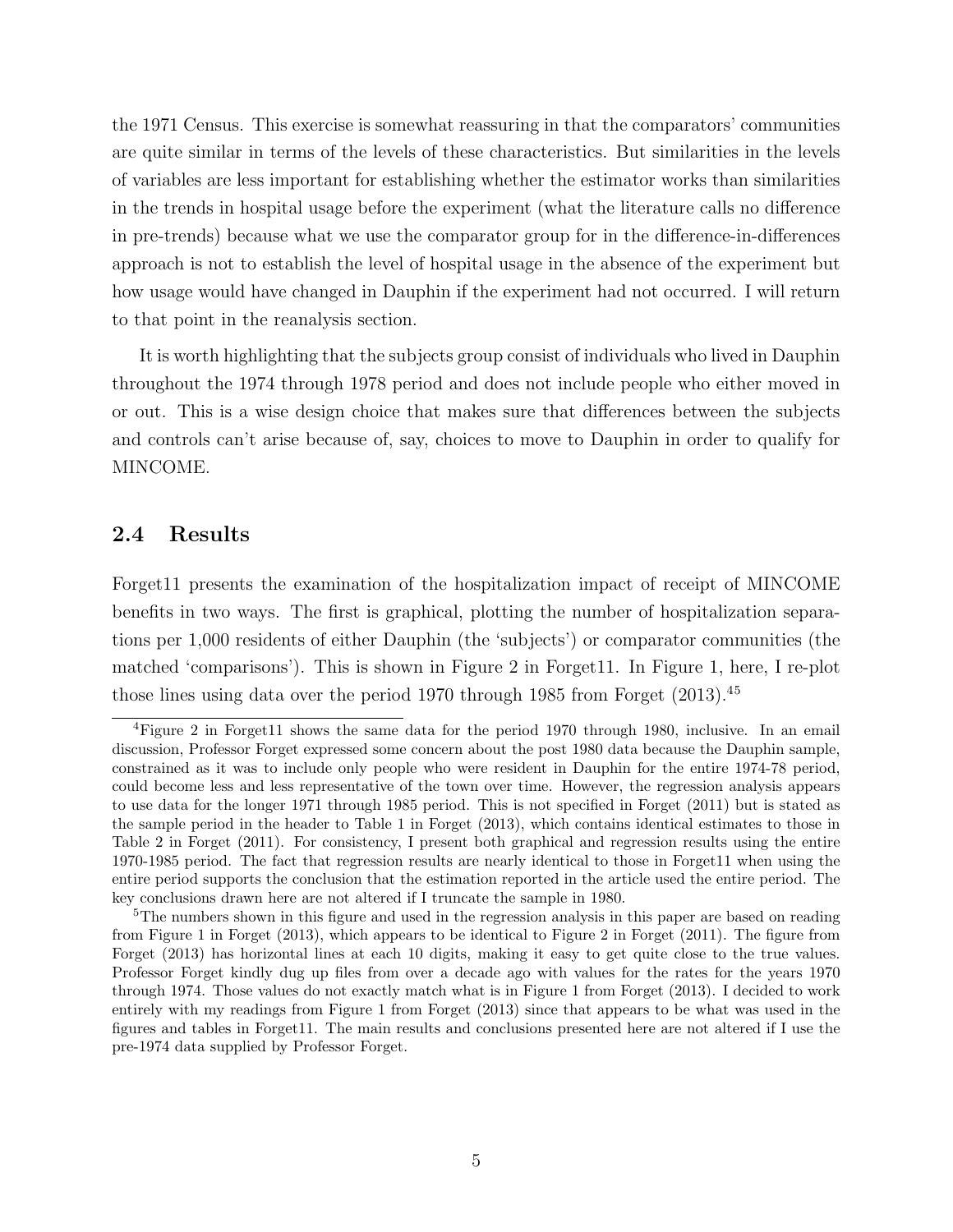the 1971 Census. This exercise is somewhat reassuring in that the comparators' communities are quite similar in terms of the levels of these characteristics. But similarities in the levels of variables are less important for establishing whether the estimator works than similarities in the trends in hospital usage before the experiment (what the literature calls no difference in pre-trends) because what we use the comparator group for in the difference-in-differences approach is not to establish the level of hospital usage in the absence of the experiment but how usage would have changed in Dauphin if the experiment had not occurred. I will return to that point in the reanalysis section.

It is worth highlighting that the subjects group consist of individuals who lived in Dauphin throughout the 1974 through 1978 period and does not include people who either moved in or out. This is a wise design choice that makes sure that differences between the subjects and controls can't arise because of, say, choices to move to Dauphin in order to qualify for MINCOME.

## 2.4 Results

Forget11 presents the examination of the hospitalization impact of receipt of MINCOME benefits in two ways. The first is graphical, plotting the number of hospitalization separations per 1,000 residents of either Dauphin (the 'subjects') or comparator communities (the matched 'comparisons'). This is shown in Figure 2 in Forget11. In Figure 1, here, I re-plot those lines using data over the period 1970 through 1985 from Forget (2013).[4][5]

[4]Figure 2 in Forget11 shows the same data for the period 1970 through 1980, inclusive. In an email discussion, Professor Forget expressed some concern about the post 1980 data because the Dauphin sample, constrained as it was to include only people who were resident in Dauphin for the entire 1974-78 period, could become less and less representative of the town over time. However, the regression analysis appears to use data for the longer 1971 through 1985 period. This is not specified in Forget (2011) but is stated as the sample period in the header to Table 1 in Forget (2013), which contains identical estimates to those in Table 2 in Forget (2011). For consistency, I present both graphical and regression results using the entire 1970-1985 period. The fact that regression results are nearly identical to those in Forget11 when using the entire period supports the conclusion that the estimation reported in the article used the entire period. The key conclusions drawn here are not altered if I truncate the sample in 1980.

[5]The numbers shown in this figure and used in the regression analysis in this paper are based on reading from Figure 1 in Forget (2013), which appears to be identical to Figure 2 in Forget (2011). The figure from Forget (2013) has horizontal lines at each 10 digits, making it easy to get quite close to the true values. Professor Forget kindly dug up files from over a decade ago with values for the rates for the years 1970 through 1974. Those values do not exactly match what is in Figure 1 from Forget (2013). I decided to work entirely with my readings from Figure 1 from Forget (2013) since that appears to be what was used in the figures and tables in Forget11. The main results and conclusions presented here are not altered if I use the pre-1974 data supplied by Professor Forget.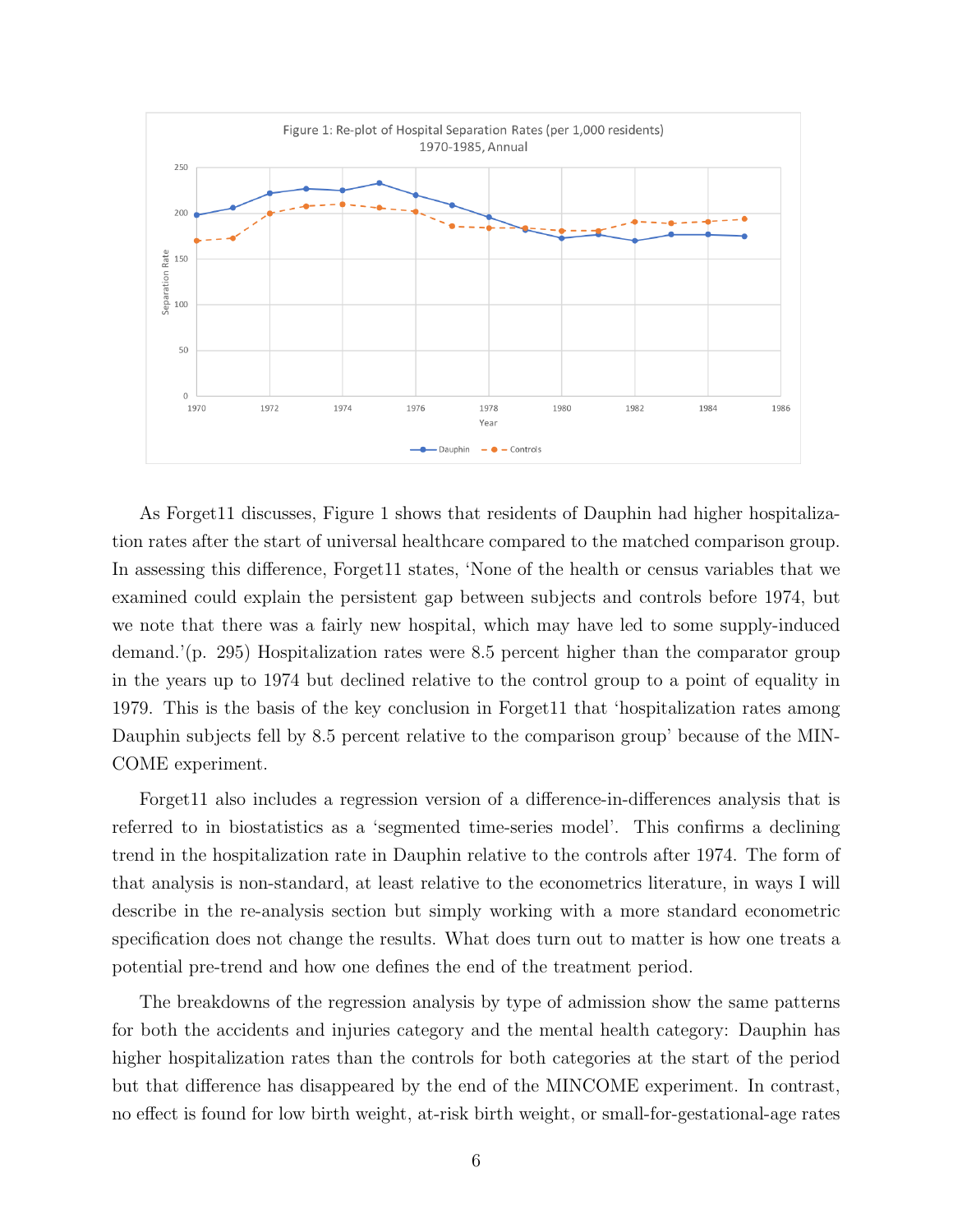Figure 1: Re-plot of Hospital Separation Rates (per 1,000 residents) 1970-1985, Annual

As Forget11 discusses, Figure 1 shows that residents of Dauphin had higher hospitalization rates after the start of universal healthcare compared to the matched comparison group. In assessing this difference, Forget11 states, 'None of the health or census variables that we examined could explain the persistent gap between subjects and controls before 1974, but we note that there was a fairly new hospital, which may have led to some supply-induced demand.'(p. 295) Hospitalization rates were 8.5 percent higher than the comparator group in the years up to 1974 but declined relative to the control group to a point of equality in 1979. This is the basis of the key conclusion in Forget11 that 'hospitalization rates among Dauphin subjects fell by 8.5 percent relative to the comparison group' because of the MINCOME experiment.

Forget11 also includes a regression version of a difference-in-differences analysis that is referred to in biostatistics as a 'segmented time-series model'. This confirms a declining trend in the hospitalization rate in Dauphin relative to the controls after 1974. The form of that analysis is non-standard, at least relative to the econometrics literature, in ways I will describe in the re-analysis section but simply working with a more standard econometric specification does not change the results. What does turn out to matter is how one treats a potential pre-trend and how one defines the end of the treatment period.

The breakdowns of the regression analysis by type of admission show the same patterns for both the accidents and injuries category and the mental health category: Dauphin has higher hospitalization rates than the controls for both categories at the start of the period but that difference has disappeared by the end of the MINCOME experiment. In contrast, no effect is found for low birth weight, at-risk birth weight, or small-for-gestational-age rates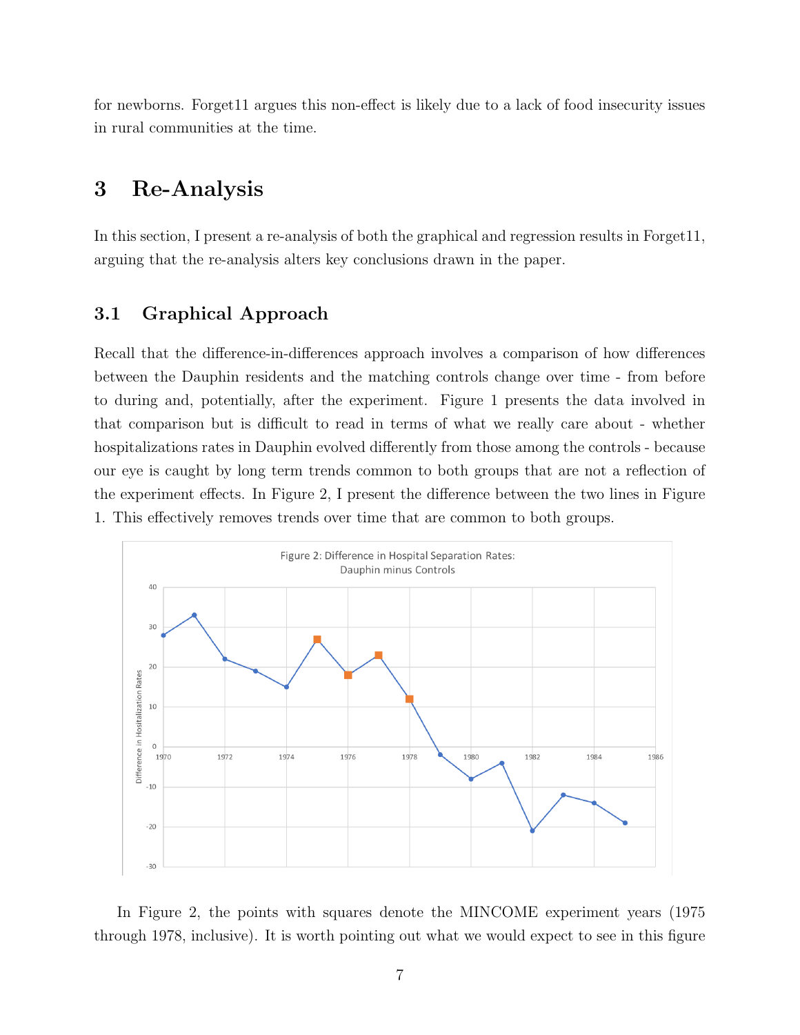for newborns. Forget11 argues this non-effect is likely due to a lack of food insecurity issues in rural communities at the time.

# 3 Re-Analysis

In this section, I present a re-analysis of both the graphical and regression results in Forget11, arguing that the re-analysis alters key conclusions drawn in the paper.

## 3.1 Graphical Approach

Recall that the difference-in-differences approach involves a comparison of how differences between the Dauphin residents and the matching controls change over time - from before to during and, potentially, after the experiment. Figure 1 presents the data involved in that comparison but is difficult to read in terms of what we really care about - whether hospitalizations rates in Dauphin evolved differently from those among the controls - because our eye is caught by long term trends common to both groups that are not a reflection of the experiment effects. In Figure 2, I present the difference between the two lines in Figure 1. This effectively removes trends over time that are common to both groups.

Figure 2: Difference in Hospital Separation Rates: Dauphin minus Controls

In Figure 2, the points with squares denote the MINCOME experiment years (1975 through 1978, inclusive). It is worth pointing out what we would expect to see in this figure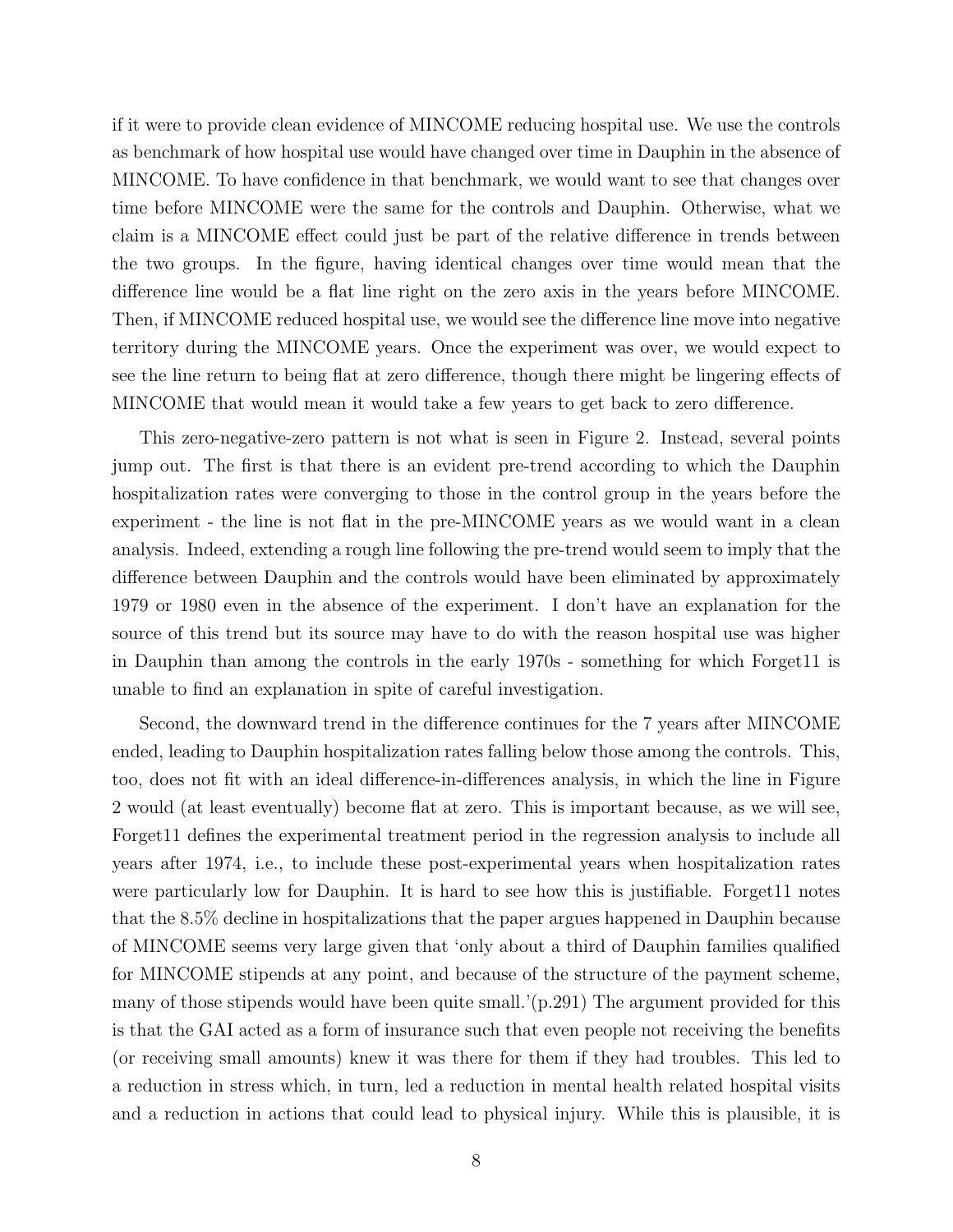if it were to provide clean evidence of MINCOME reducing hospital use. We use the controls as benchmark of how hospital use would have changed over time in Dauphin in the absence of MINCOME. To have confidence in that benchmark, we would want to see that changes over time before MINCOME were the same for the controls and Dauphin. Otherwise, what we claim is a MINCOME effect could just be part of the relative difference in trends between the two groups. In the figure, having identical changes over time would mean that the difference line would be a flat line right on the zero axis in the years before MINCOME. Then, if MINCOME reduced hospital use, we would see the difference line move into negative territory during the MINCOME years. Once the experiment was over, we would expect to see the line return to being flat at zero difference, though there might be lingering effects of MINCOME that would mean it would take a few years to get back to zero difference.

This zero-negative-zero pattern is not what is seen in Figure 2. Instead, several points jump out. The first is that there is an evident pre-trend according to which the Dauphin hospitalization rates were converging to those in the control group in the years before the experiment - the line is not flat in the pre-MINCOME years as we would want in a clean analysis. Indeed, extending a rough line following the pre-trend would seem to imply that the difference between Dauphin and the controls would have been eliminated by approximately 1979 or 1980 even in the absence of the experiment. I don't have an explanation for the source of this trend but its source may have to do with the reason hospital use was higher in Dauphin than among the controls in the early 1970s - something for which Forget11 is unable to find an explanation in spite of careful investigation.

Second, the downward trend in the difference continues for the 7 years after MINCOME ended, leading to Dauphin hospitalization rates falling below those among the controls. This, too, does not fit with an ideal difference-in-differences analysis, in which the line in Figure 2 would (at least eventually) become flat at zero. This is important because, as we will see, Forget11 defines the experimental treatment period in the regression analysis to include all years after 1974, i.e., to include these post-experimental years when hospitalization rates were particularly low for Dauphin. It is hard to see how this is justifiable. Forget11 notes that the 8.5% decline in hospitalizations that the paper argues happened in Dauphin because of MINCOME seems very large given that 'only about a third of Dauphin families qualified for MINCOME stipends at any point, and because of the structure of the payment scheme, many of those stipends would have been quite small.'(p.291) The argument provided for this is that the GAI acted as a form of insurance such that even people not receiving the benefits (or receiving small amounts) knew it was there for them if they had troubles. This led to a reduction in stress which, in turn, led a reduction in mental health related hospital visits and a reduction in actions that could lead to physical injury. While this is plausible, it is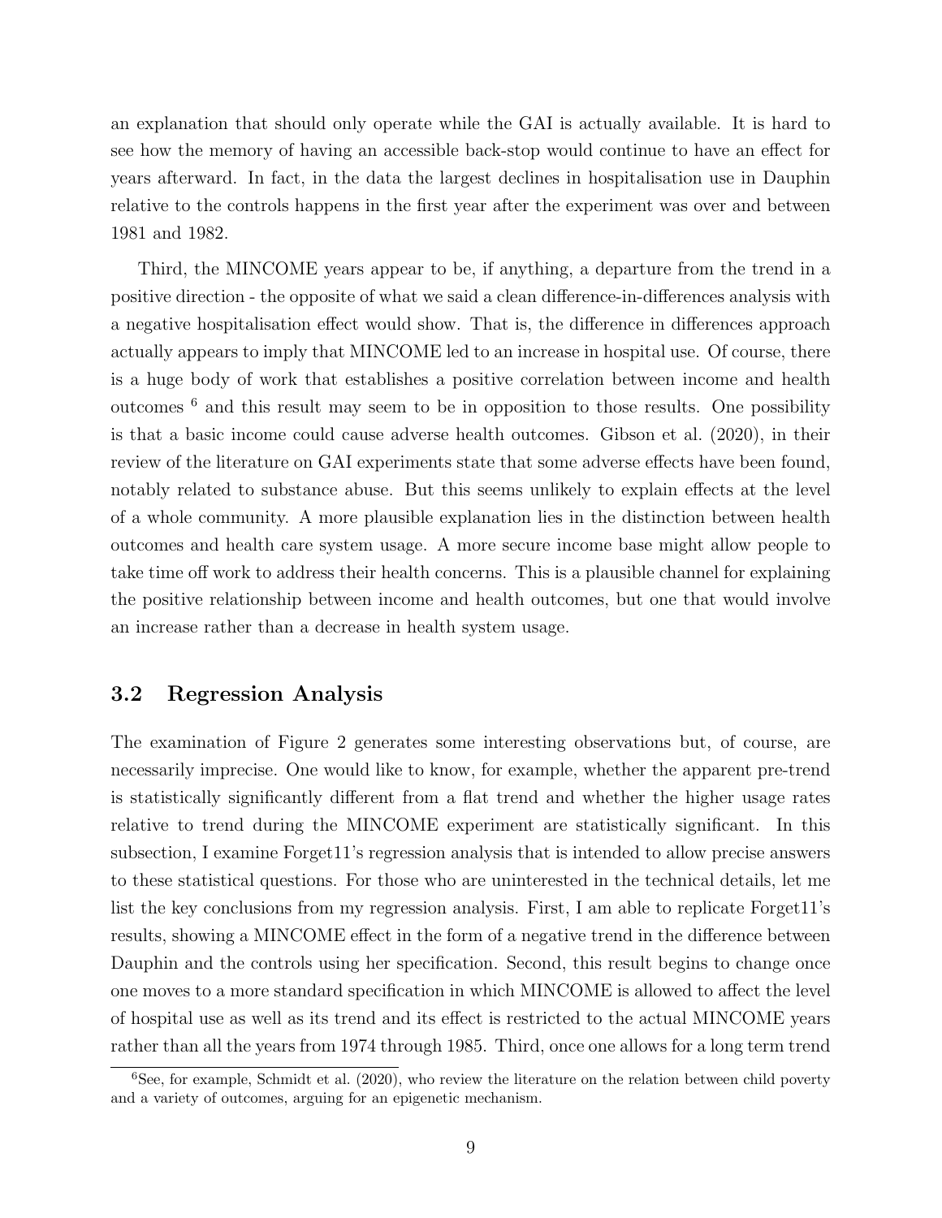an explanation that should only operate while the GAI is actually available. It is hard to see how the memory of having an accessible back-stop would continue to have an effect for years afterward. In fact, in the data the largest declines in hospitalisation use in Dauphin relative to the controls happens in the first year after the experiment was over and between 1981 and 1982.

Third, the MINCOME years appear to be, if anything, a departure from the trend in a positive direction - the opposite of what we said a clean difference-in-differences analysis with a negative hospitalisation effect would show. That is, the difference in differences approach actually appears to imply that MINCOME led to an increase in hospital use. Of course, there is a huge body of work that establishes a positive correlation between income and health outcomes [6] and this result may seem to be in opposition to those results. One possibility is that a basic income could cause adverse health outcomes. Gibson et al. (2020), in their review of the literature on GAI experiments state that some adverse effects have been found, notably related to substance abuse. But this seems unlikely to explain effects at the level of a whole community. A more plausible explanation lies in the distinction between health outcomes and health care system usage. A more secure income base might allow people to take time off work to address their health concerns. This is a plausible channel for explaining the positive relationship between income and health outcomes, but one that would involve an increase rather than a decrease in health system usage.

### 3.2 Regression Analysis

The examination of Figure 2 generates some interesting observations but, of course, are necessarily imprecise. One would like to know, for example, whether the apparent pre-trend is statistically significantly different from a flat trend and whether the higher usage rates relative to trend during the MINCOME experiment are statistically significant. In this subsection, I examine Forget11's regression analysis that is intended to allow precise answers to these statistical questions. For those who are uninterested in the technical details, let me list the key conclusions from my regression analysis. First, I am able to replicate Forget11's results, showing a MINCOME effect in the form of a negative trend in the difference between Dauphin and the controls using her specification. Second, this result begins to change once one moves to a more standard specification in which MINCOME is allowed to affect the level of hospital use as well as its trend and its effect is restricted to the actual MINCOME years rather than all the years from 1974 through 1985. Third, once one allows for a long term trend

[6] See, for example, Schmidt et al. (2020), who review the literature on the relation between child poverty and a variety of outcomes, arguing for an epigenetic mechanism.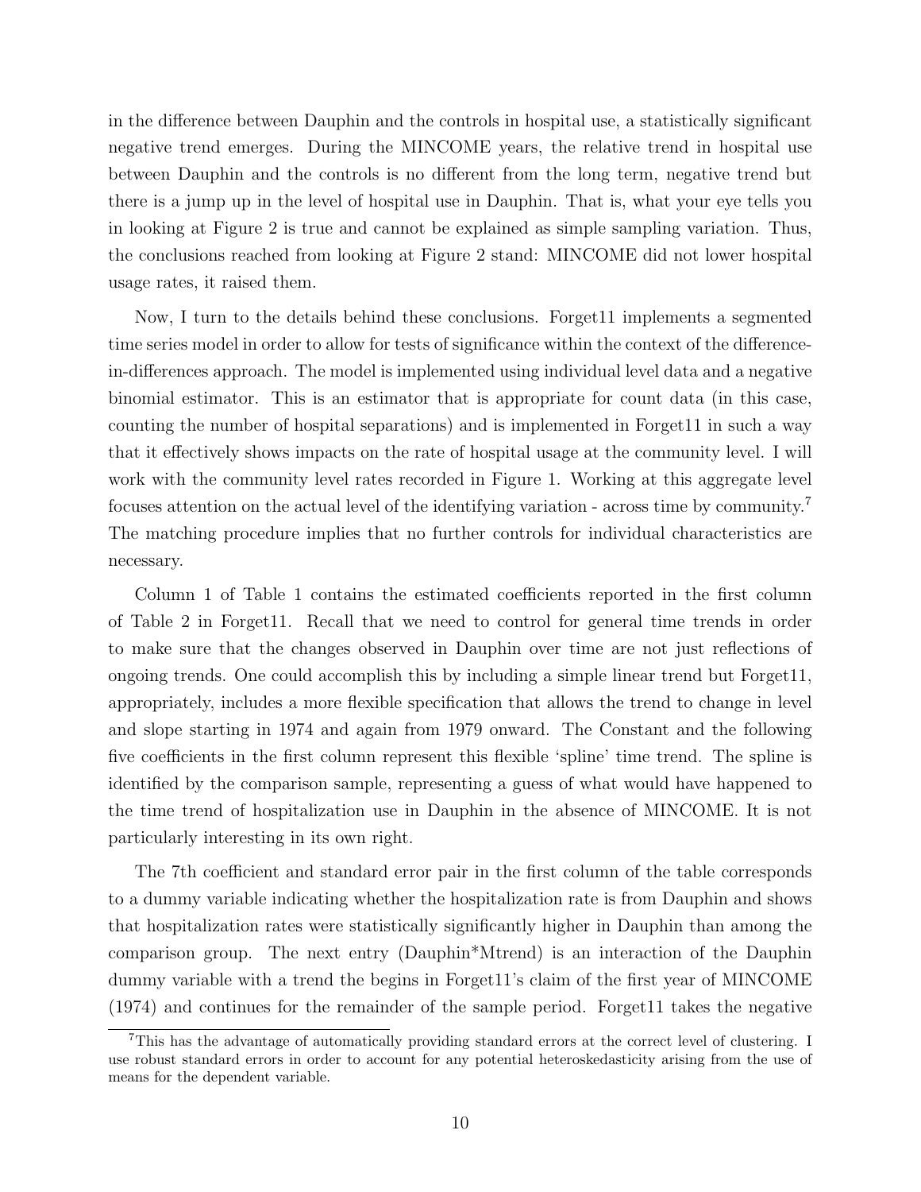in the difference between Dauphin and the controls in hospital use, a statistically significant negative trend emerges. During the MINCOME years, the relative trend in hospital use between Dauphin and the controls is no different from the long term, negative trend but there is a jump up in the level of hospital use in Dauphin. That is, what your eye tells you in looking at Figure 2 is true and cannot be explained as simple sampling variation. Thus, the conclusions reached from looking at Figure 2 stand: MINCOME did not lower hospital usage rates, it raised them.

Now, I turn to the details behind these conclusions. Forget11 implements a segmented time series model in order to allow for tests of significance within the context of the difference-in-differences approach. The model is implemented using individual level data and a negative binomial estimator. This is an estimator that is appropriate for count data (in this case, counting the number of hospital separations) and is implemented in Forget11 in such a way that it effectively shows impacts on the rate of hospital usage at the community level. I will work with the community level rates recorded in Figure 1. Working at this aggregate level focuses attention on the actual level of the identifying variation - across time by community.[7] The matching procedure implies that no further controls for individual characteristics are necessary.

Column 1 of Table 1 contains the estimated coefficients reported in the first column of Table 2 in Forget11. Recall that we need to control for general time trends in order to make sure that the changes observed in Dauphin over time are not just reflections of ongoing trends. One could accomplish this by including a simple linear trend but Forget11, appropriately, includes a more flexible specification that allows the trend to change in level and slope starting in 1974 and again from 1979 onward. The Constant and the following five coefficients in the first column represent this flexible 'spline' time trend. The spline is identified by the comparison sample, representing a guess of what would have happened to the time trend of hospitalization use in Dauphin in the absence of MINCOME. It is not particularly interesting in its own right.

The 7th coefficient and standard error pair in the first column of the table corresponds to a dummy variable indicating whether the hospitalization rate is from Dauphin and shows that hospitalization rates were statistically significantly higher in Dauphin than among the comparison group. The next entry (Dauphin*Mtrend) is an interaction of the Dauphin dummy variable with a trend the begins in Forget11's claim of the first year of MINCOME (1974) and continues for the remainder of the sample period. Forget11 takes the negative

[7] This has the advantage of automatically providing standard errors at the correct level of clustering. I use robust standard errors in order to account for any potential heteroskedasticity arising from the use of means for the dependent variable.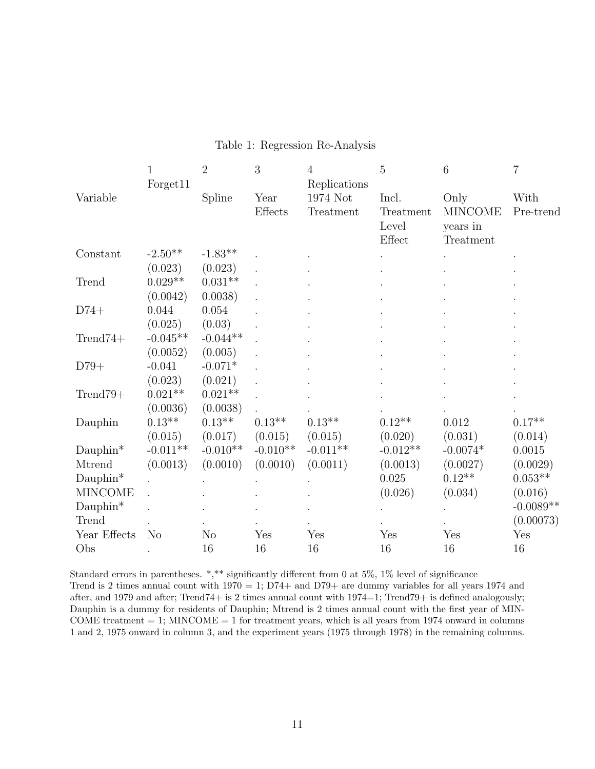Table 1: Regression Re-Analysis

| Variable | 1<br>Forget11 | 2<br>Spline | 3<br>Year Effects | 4<br>Replications 1974 Not Treatment | 5<br>Incl. Treatment Level Effect | 6<br>Only MINCOME years in Treatment | 7<br>With Pre-trend |
|---|---|---|---|---|---|---|---|
| Constant | -2.50** | -1.83** | . | . | . | . | . |
| | (0.023) | (0.023) | . | . | . | . | . |
| Trend | 0.029** | 0.031** | . | . | . | . | . |
| | (0.0042) | 0.0038) | . | . | . | . | . |
| D74+ | 0.044 | 0.054 | . | . | . | . | . |
| | (0.025) | (0.03) | . | . | . | . | . |
| Trend74+ | -0.045** | -0.044** | . | . | . | . | . |
| | (0.0052) | (0.005) | . | . | . | . | . |
| D79+ | -0.041 | -0.071* | . | . | . | . | . |
| | (0.023) | (0.021) | . | . | . | . | . |
| Trend79+ | 0.021** | 0.021** | . | . | . | . | . |
| | (0.0036) | (0.0038) | . | . | . | . | . |
| Dauphin | 0.13** | 0.13** | 0.13** | 0.13** | 0.12** | 0.012 | 0.17** |
| | (0.015) | (0.017) | (0.015) | (0.015) | (0.020) | (0.031) | (0.014) |
| Dauphin* | -0.011** | -0.010** | -0.010** | -0.011** | -0.012** | -0.0074* | 0.0015 |
| Mtrend | (0.0013) | (0.0010) | (0.0010) | (0.0011) | (0.0013) | (0.0027) | (0.0029) |
| Dauphin* | . | . | . | . | 0.025 | 0.12** | 0.053** |
| MINCOME | . | . | . | . | (0.026) | (0.034) | (0.016) |
| Dauphin* | . | . | . | . | . | . | -0.0089** |
| Trend | . | . | . | . | . | . | (0.00073) |
| Year Effects | No | No | Yes | Yes | Yes | Yes | Yes |
| Obs | . | 16 | 16 | 16 | 16 | 16 | 16 |

Standard errors in parentheses. *,** significantly different from 0 at 5%, 1% level of significance
Trend is 2 times annual count with 1970 = 1; D74+ and D79+ are dummy variables for all years 1974 and after, and 1979 and after; Trend74+ is 2 times annual count with 1974=1; Trend79+ is defined analogously; Dauphin is a dummy for residents of Dauphin; Mtrend is 2 times annual count with the first year of MINCOME treatment = 1; MINCOME = 1 for treatment years, which is all years from 1974 onward in columns 1 and 2, 1975 onward in column 3, and the experiment years (1975 through 1978) in the remaining columns.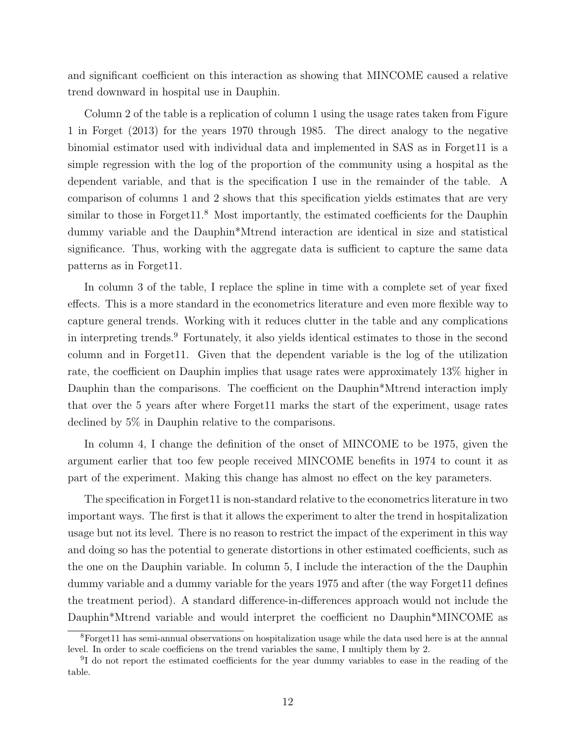and significant coefficient on this interaction as showing that MINCOME caused a relative trend downward in hospital use in Dauphin.

Column 2 of the table is a replication of column 1 using the usage rates taken from Figure 1 in Forget (2013) for the years 1970 through 1985. The direct analogy to the negative binomial estimator used with individual data and implemented in SAS as in Forget11 is a simple regression with the log of the proportion of the community using a hospital as the dependent variable, and that is the specification I use in the remainder of the table. A comparison of columns 1 and 2 shows that this specification yields estimates that are very similar to those in Forget11.[8] Most importantly, the estimated coefficients for the Dauphin dummy variable and the Dauphin*Mtrend interaction are identical in size and statistical significance. Thus, working with the aggregate data is sufficient to capture the same data patterns as in Forget11.

In column 3 of the table, I replace the spline in time with a complete set of year fixed effects. This is a more standard in the econometrics literature and even more flexible way to capture general trends. Working with it reduces clutter in the table and any complications in interpreting trends.[9] Fortunately, it also yields identical estimates to those in the second column and in Forget11. Given that the dependent variable is the log of the utilization rate, the coefficient on Dauphin implies that usage rates were approximately 13% higher in Dauphin than the comparisons. The coefficient on the Dauphin*Mtrend interaction imply that over the 5 years after where Forget11 marks the start of the experiment, usage rates declined by 5% in Dauphin relative to the comparisons.

In column 4, I change the definition of the onset of MINCOME to be 1975, given the argument earlier that too few people received MINCOME benefits in 1974 to count it as part of the experiment. Making this change has almost no effect on the key parameters.

The specification in Forget11 is non-standard relative to the econometrics literature in two important ways. The first is that it allows the experiment to alter the trend in hospitalization usage but not its level. There is no reason to restrict the impact of the experiment in this way and doing so has the potential to generate distortions in other estimated coefficients, such as the one on the Dauphin variable. In column 5, I include the interaction of the the Dauphin dummy variable and a dummy variable for the years 1975 and after (the way Forget11 defines the treatment period). A standard difference-in-differences approach would not include the Dauphin*Mtrend variable and would interpret the coefficient no Dauphin*MINCOME as

[8] Forget11 has semi-annual observations on hospitalization usage while the data used here is at the annual level. In order to scale coefficiens on the trend variables the same, I multiply them by 2.

[9] I do not report the estimated coefficients for the year dummy variables to ease in the reading of the table.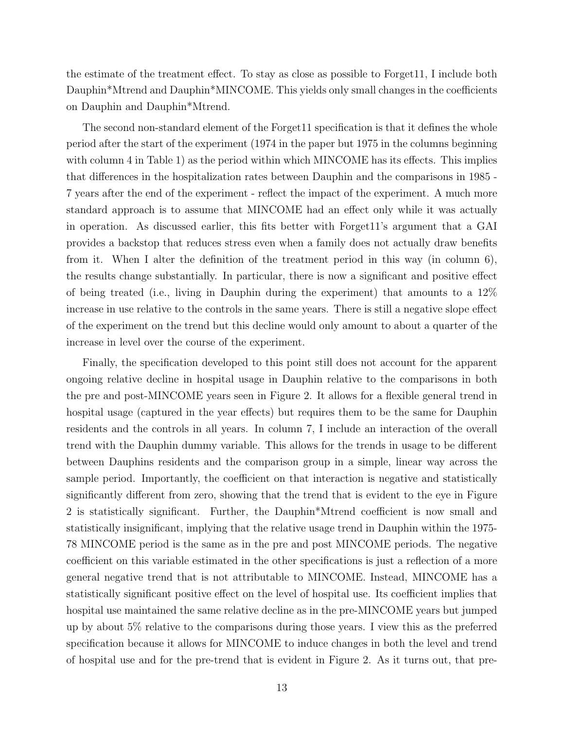the estimate of the treatment effect. To stay as close as possible to Forget11, I include both Dauphin*Mtrend and Dauphin*MINCOME. This yields only small changes in the coefficients on Dauphin and Dauphin*Mtrend.

The second non-standard element of the Forget11 specification is that it defines the whole period after the start of the experiment (1974 in the paper but 1975 in the columns beginning with column 4 in Table 1) as the period within which MINCOME has its effects. This implies that differences in the hospitalization rates between Dauphin and the comparisons in 1985 - 7 years after the end of the experiment - reflect the impact of the experiment. A much more standard approach is to assume that MINCOME had an effect only while it was actually in operation. As discussed earlier, this fits better with Forget11's argument that a GAI provides a backstop that reduces stress even when a family does not actually draw benefits from it. When I alter the definition of the treatment period in this way (in column 6), the results change substantially. In particular, there is now a significant and positive effect of being treated (i.e., living in Dauphin during the experiment) that amounts to a 12% increase in use relative to the controls in the same years. There is still a negative slope effect of the experiment on the trend but this decline would only amount to about a quarter of the increase in level over the course of the experiment.

Finally, the specification developed to this point still does not account for the apparent ongoing relative decline in hospital usage in Dauphin relative to the comparisons in both the pre and post-MINCOME years seen in Figure 2. It allows for a flexible general trend in hospital usage (captured in the year effects) but requires them to be the same for Dauphin residents and the controls in all years. In column 7, I include an interaction of the overall trend with the Dauphin dummy variable. This allows for the trends in usage to be different between Dauphins residents and the comparison group in a simple, linear way across the sample period. Importantly, the coefficient on that interaction is negative and statistically significantly different from zero, showing that the trend that is evident to the eye in Figure 2 is statistically significant. Further, the Dauphin*Mtrend coefficient is now small and statistically insignificant, implying that the relative usage trend in Dauphin within the 1975-78 MINCOME period is the same as in the pre and post MINCOME periods. The negative coefficient on this variable estimated in the other specifications is just a reflection of a more general negative trend that is not attributable to MINCOME. Instead, MINCOME has a statistically significant positive effect on the level of hospital use. Its coefficient implies that hospital use maintained the same relative decline as in the pre-MINCOME years but jumped up by about 5% relative to the comparisons during those years. I view this as the preferred specification because it allows for MINCOME to induce changes in both the level and trend of hospital use and for the pre-trend that is evident in Figure 2. As it turns out, that pre-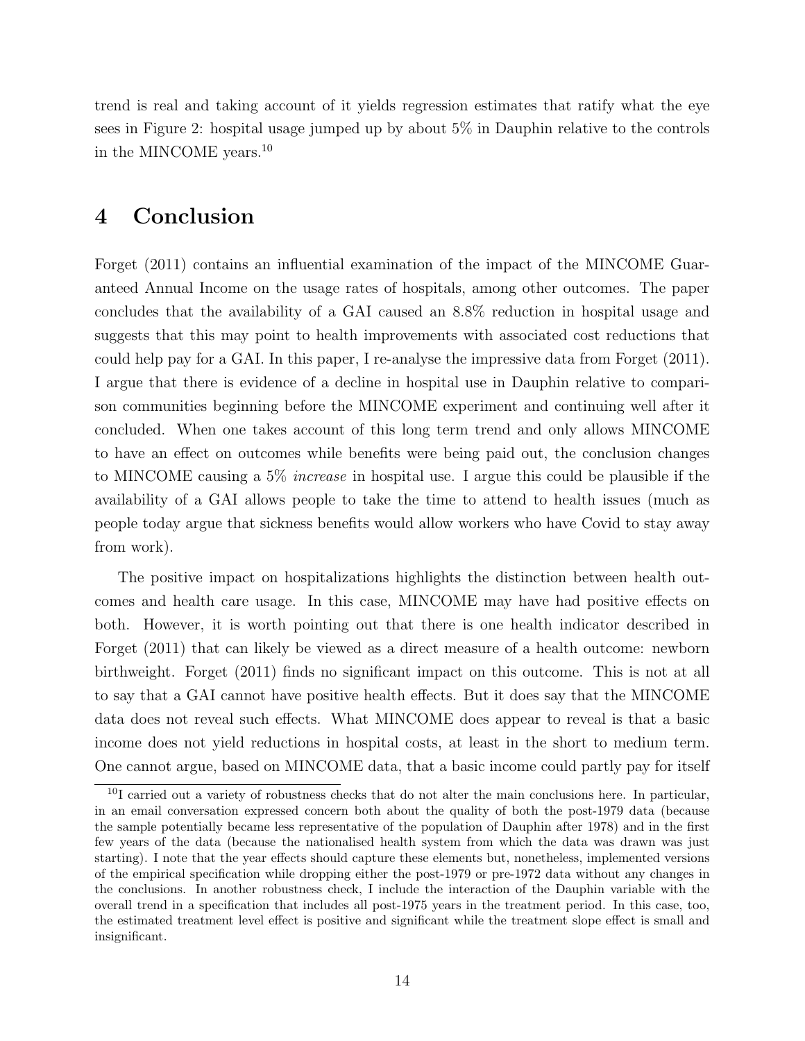trend is real and taking account of it yields regression estimates that ratify what the eye sees in Figure 2: hospital usage jumped up by about 5% in Dauphin relative to the controls in the MINCOME years.[10]

# 4 Conclusion

Forget (2011) contains an influential examination of the impact of the MINCOME Guaranteed Annual Income on the usage rates of hospitals, among other outcomes. The paper concludes that the availability of a GAI caused an 8.8% reduction in hospital usage and suggests that this may point to health improvements with associated cost reductions that could help pay for a GAI. In this paper, I re-analyse the impressive data from Forget (2011). I argue that there is evidence of a decline in hospital use in Dauphin relative to comparison communities beginning before the MINCOME experiment and continuing well after it concluded. When one takes account of this long term trend and only allows MINCOME to have an effect on outcomes while benefits were being paid out, the conclusion changes to MINCOME causing a 5% *increase* in hospital use. I argue this could be plausible if the availability of a GAI allows people to take the time to attend to health issues (much as people today argue that sickness benefits would allow workers who have Covid to stay away from work).

The positive impact on hospitalizations highlights the distinction between health outcomes and health care usage. In this case, MINCOME may have had positive effects on both. However, it is worth pointing out that there is one health indicator described in Forget (2011) that can likely be viewed as a direct measure of a health outcome: newborn birthweight. Forget (2011) finds no significant impact on this outcome. This is not at all to say that a GAI cannot have positive health effects. But it does say that the MINCOME data does not reveal such effects. What MINCOME does appear to reveal is that a basic income does not yield reductions in hospital costs, at least in the short to medium term. One cannot argue, based on MINCOME data, that a basic income could partly pay for itself

[10] I carried out a variety of robustness checks that do not alter the main conclusions here. In particular, in an email conversation expressed concern both about the quality of both the post-1979 data (because the sample potentially became less representative of the population of Dauphin after 1978) and in the first few years of the data (because the nationalised health system from which the data was drawn was just starting). I note that the year effects should capture these elements but, nonetheless, implemented versions of the empirical specification while dropping either the post-1979 or pre-1972 data without any changes in the conclusions. In another robustness check, I include the interaction of the Dauphin variable with the overall trend in a specification that includes all post-1975 years in the treatment period. In this case, too, the estimated treatment level effect is positive and significant while the treatment slope effect is small and insignificant.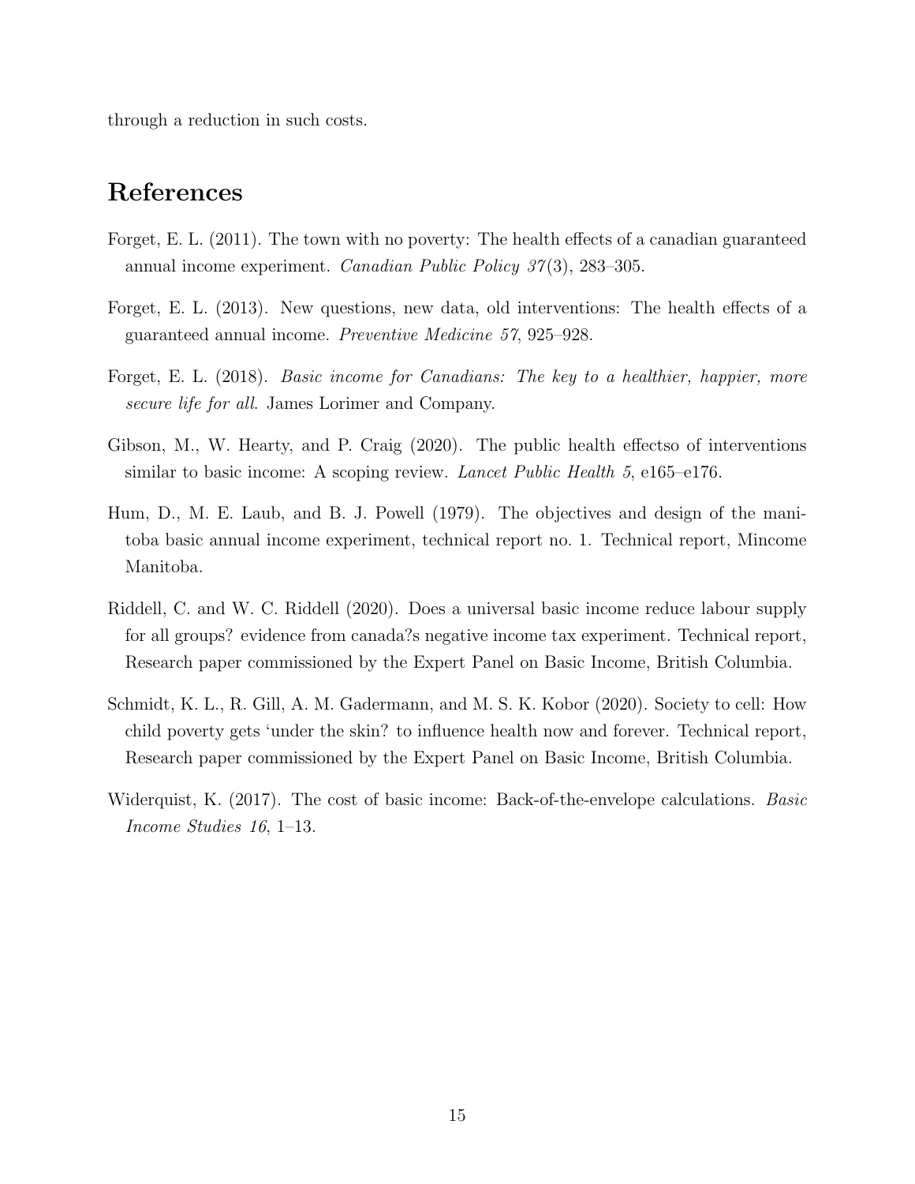through a reduction in such costs.

# References

Forget, E. L. (2011). The town with no poverty: The health effects of a canadian guaranteed annual income experiment. *Canadian Public Policy 37*(3), 283–305.

Forget, E. L. (2013). New questions, new data, old interventions: The health effects of a guaranteed annual income. *Preventive Medicine 57*, 925–928.

Forget, E. L. (2018). *Basic income for Canadians: The key to a healthier, happier, more secure life for all*. James Lorimer and Company.

Gibson, M., W. Hearty, and P. Craig (2020). The public health effectso of interventions similar to basic income: A scoping review. *Lancet Public Health 5*, e165–e176.

Hum, D., M. E. Laub, and B. J. Powell (1979). The objectives and design of the manitoba basic annual income experiment, technical report no. 1. Technical report, Mincome Manitoba.

Riddell, C. and W. C. Riddell (2020). Does a universal basic income reduce labour supply for all groups? evidence from canada?s negative income tax experiment. Technical report, Research paper commissioned by the Expert Panel on Basic Income, British Columbia.

Schmidt, K. L., R. Gill, A. M. Gadermann, and M. S. K. Kobor (2020). Society to cell: How child poverty gets 'under the skin? to influence health now and forever. Technical report, Research paper commissioned by the Expert Panel on Basic Income, British Columbia.

Widerquist, K. (2017). The cost of basic income: Back-of-the-envelope calculations. *Basic Income Studies 16*, 1–13.